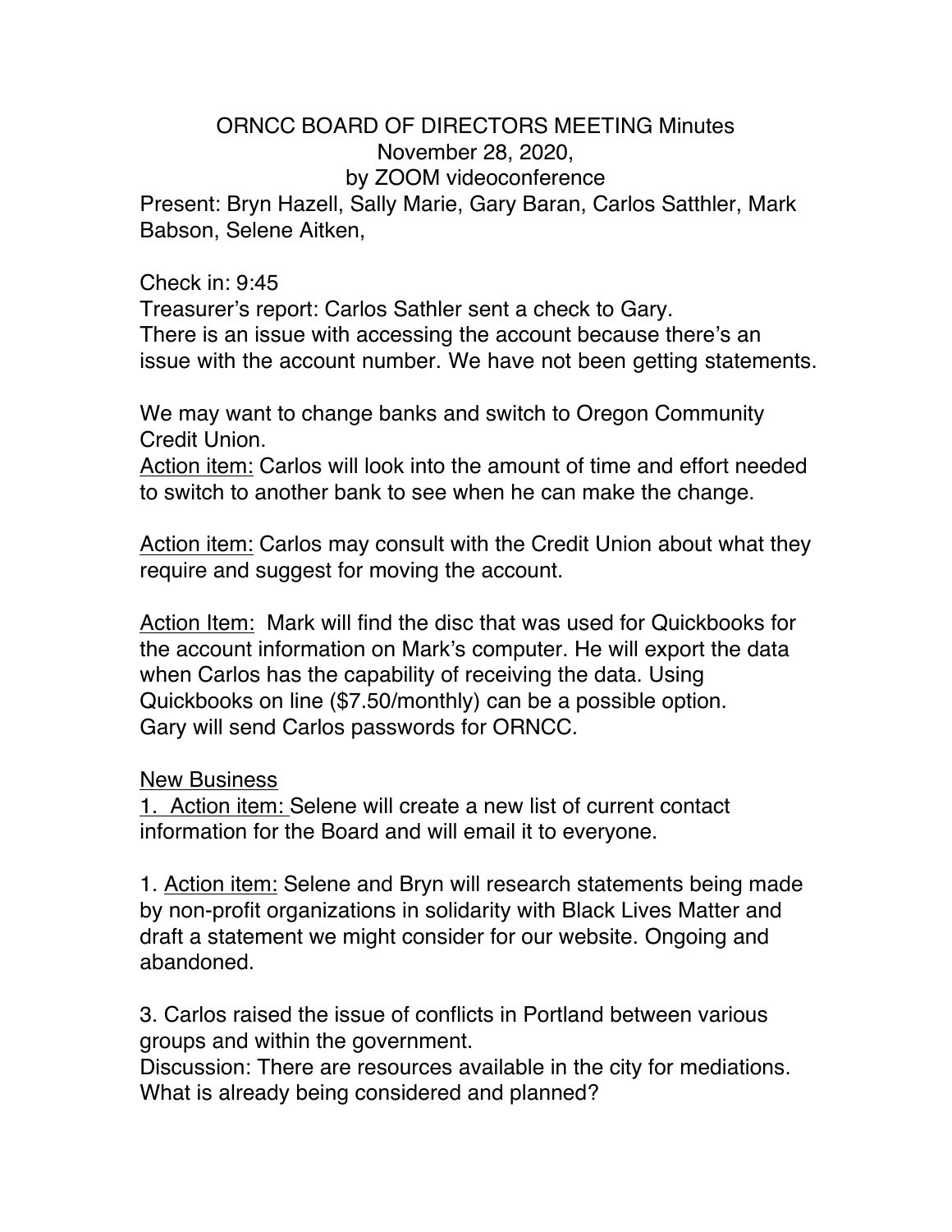# ORNCC BOARD OF DIRECTORS MEETING Minutes
November 28, 2020,
by ZOOM videoconference

Present: Bryn Hazell, Sally Marie, Gary Baran, Carlos Satthler, Mark Babson, Selene Aitken,

Check in: 9:45

Treasurer's report: Carlos Sathler sent a check to Gary.
There is an issue with accessing the account because there's an issue with the account number. We have not been getting statements.

We may want to change banks and switch to Oregon Community Credit Union.

Action item: Carlos will look into the amount of time and effort needed to switch to another bank to see when he can make the change.

Action item: Carlos may consult with the Credit Union about what they require and suggest for moving the account.

Action Item: Mark will find the disc that was used for Quickbooks for the account information on Mark's computer. He will export the data when Carlos has the capability of receiving the data. Using Quickbooks on line ($7.50/monthly) can be a possible option.
Gary will send Carlos passwords for ORNCC.

## New Business

1. Action item: Selene will create a new list of current contact information for the Board and will email it to everyone.

1. Action item: Selene and Bryn will research statements being made by non-profit organizations in solidarity with Black Lives Matter and draft a statement we might consider for our website. Ongoing and abandoned.

3. Carlos raised the issue of conflicts in Portland between various groups and within the government.
Discussion: There are resources available in the city for mediations. What is already being considered and planned?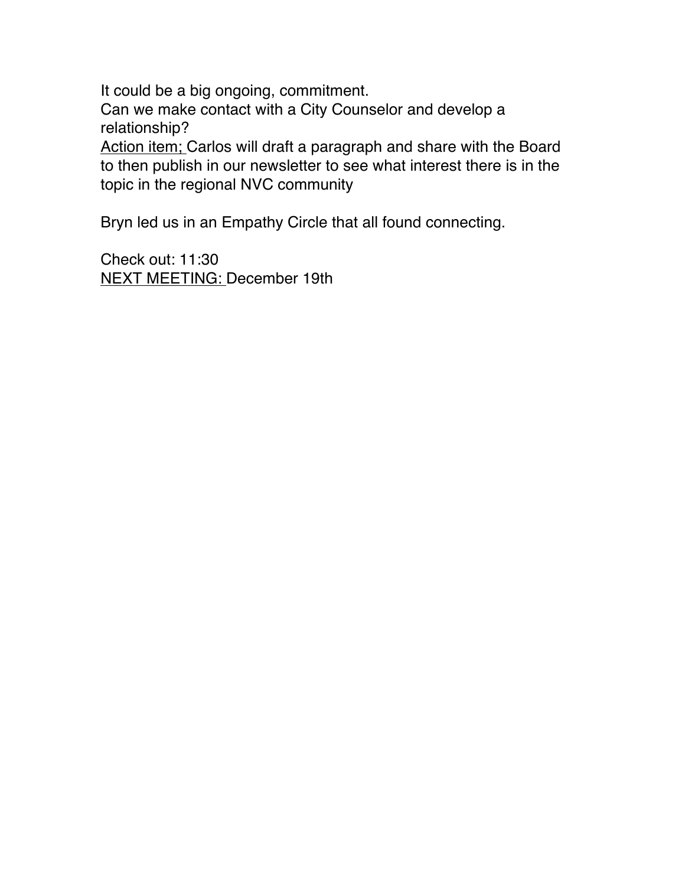It could be a big ongoing, commitment.

Can we make contact with a City Counselor and develop a relationship?

<u>Action item;</u> Carlos will draft a paragraph and share with the Board to then publish in our newsletter to see what interest there is in the topic in the regional NVC community

Bryn led us in an Empathy Circle that all found connecting.

Check out: 11:30

<u>NEXT MEETING:</u> December 19th